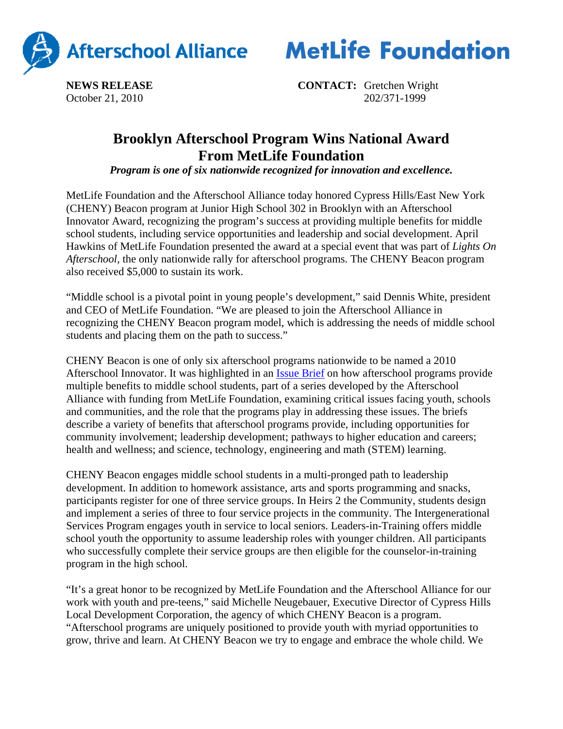Afterschool Alliance MetLife Foundation

**NEWS RELEASE**
October 21, 2010

**CONTACT:** Gretchen Wright
202/371-1999

# Brooklyn Afterschool Program Wins National Award From MetLife Foundation

***Program is one of six nationwide recognized for innovation and excellence.***

MetLife Foundation and the Afterschool Alliance today honored Cypress Hills/East New York (CHENY) Beacon program at Junior High School 302 in Brooklyn with an Afterschool Innovator Award, recognizing the program's success at providing multiple benefits for middle school students, including service opportunities and leadership and social development. April Hawkins of MetLife Foundation presented the award at a special event that was part of *Lights On Afterschool*, the only nationwide rally for afterschool programs. The CHENY Beacon program also received $5,000 to sustain its work.

"Middle school is a pivotal point in young people's development," said Dennis White, president and CEO of MetLife Foundation. "We are pleased to join the Afterschool Alliance in recognizing the CHENY Beacon program model, which is addressing the needs of middle school students and placing them on the path to success."

CHENY Beacon is one of only six afterschool programs nationwide to be named a 2010 Afterschool Innovator. It was highlighted in an Issue Brief on how afterschool programs provide multiple benefits to middle school students, part of a series developed by the Afterschool Alliance with funding from MetLife Foundation, examining critical issues facing youth, schools and communities, and the role that the programs play in addressing these issues. The briefs describe a variety of benefits that afterschool programs provide, including opportunities for community involvement; leadership development; pathways to higher education and careers; health and wellness; and science, technology, engineering and math (STEM) learning.

CHENY Beacon engages middle school students in a multi-pronged path to leadership development. In addition to homework assistance, arts and sports programming and snacks, participants register for one of three service groups. In Heirs 2 the Community, students design and implement a series of three to four service projects in the community. The Intergenerational Services Program engages youth in service to local seniors. Leaders-in-Training offers middle school youth the opportunity to assume leadership roles with younger children. All participants who successfully complete their service groups are then eligible for the counselor-in-training program in the high school.

"It's a great honor to be recognized by MetLife Foundation and the Afterschool Alliance for our work with youth and pre-teens," said Michelle Neugebauer, Executive Director of Cypress Hills Local Development Corporation, the agency of which CHENY Beacon is a program. "Afterschool programs are uniquely positioned to provide youth with myriad opportunities to grow, thrive and learn. At CHENY Beacon we try to engage and embrace the whole child. We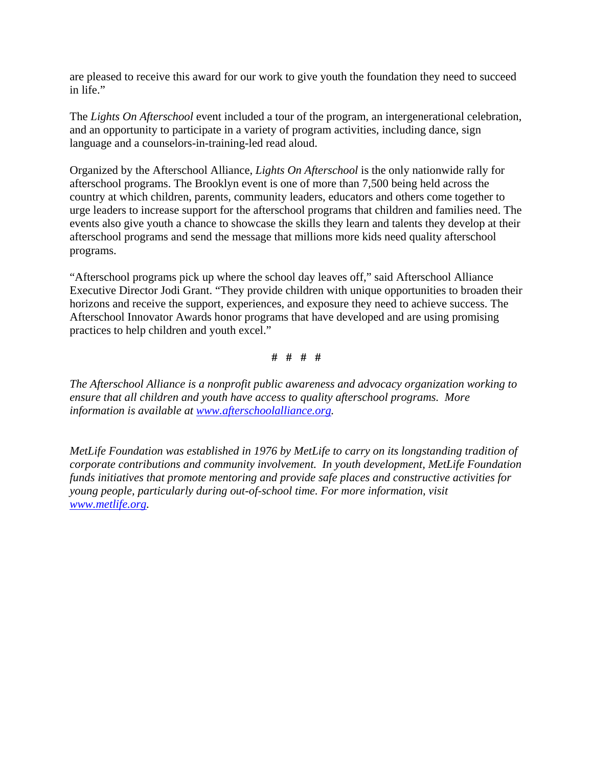are pleased to receive this award for our work to give youth the foundation they need to succeed in life."

The *Lights On Afterschool* event included a tour of the program, an intergenerational celebration, and an opportunity to participate in a variety of program activities, including dance, sign language and a counselors-in-training-led read aloud.

Organized by the Afterschool Alliance, *Lights On Afterschool* is the only nationwide rally for afterschool programs. The Brooklyn event is one of more than 7,500 being held across the country at which children, parents, community leaders, educators and others come together to urge leaders to increase support for the afterschool programs that children and families need. The events also give youth a chance to showcase the skills they learn and talents they develop at their afterschool programs and send the message that millions more kids need quality afterschool programs.

"Afterschool programs pick up where the school day leaves off," said Afterschool Alliance Executive Director Jodi Grant. "They provide children with unique opportunities to broaden their horizons and receive the support, experiences, and exposure they need to achieve success. The Afterschool Innovator Awards honor programs that have developed and are using promising practices to help children and youth excel."

# # # #

*The Afterschool Alliance is a nonprofit public awareness and advocacy organization working to ensure that all children and youth have access to quality afterschool programs. More information is available at [www.afterschoolalliance.org](http://www.afterschoolalliance.org).*

*MetLife Foundation was established in 1976 by MetLife to carry on its longstanding tradition of corporate contributions and community involvement. In youth development, MetLife Foundation funds initiatives that promote mentoring and provide safe places and constructive activities for young people, particularly during out-of-school time. For more information, visit [www.metlife.org](http://www.metlife.org).*